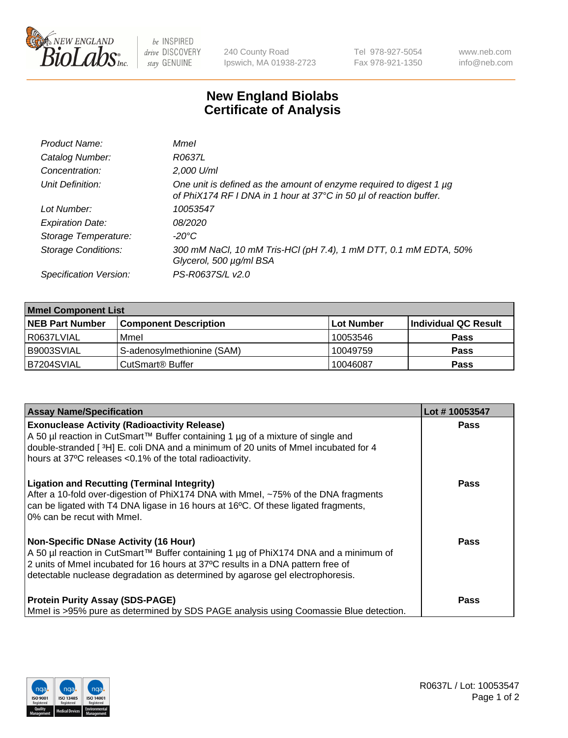New England BioLabs Inc. — be INSPIRED drive DISCOVERY stay GENUINE

240 County Road
Ipswich, MA 01938-2723

Tel 978-927-5054
Fax 978-921-1350

www.neb.com
info@neb.com

# New England Biolabs Certificate of Analysis

| | |
|---|---|
| *Product Name:* | *MmeI* |
| *Catalog Number:* | *R0637L* |
| *Concentration:* | *2,000 U/ml* |
| *Unit Definition:* | *One unit is defined as the amount of enzyme required to digest 1 µg of PhiX174 RF I DNA in 1 hour at 37°C in 50 µl of reaction buffer.* |
| *Lot Number:* | *10053547* |
| *Expiration Date:* | *08/2020* |
| *Storage Temperature:* | *-20°C* |
| *Storage Conditions:* | *300 mM NaCl, 10 mM Tris-HCl (pH 7.4), 1 mM DTT, 0.1 mM EDTA, 50% Glycerol, 500 µg/ml BSA* |
| *Specification Version:* | *PS-R0637S/L v2.0* |

| **MmeI Component List** | | | |
|---|---|---|---|
| **NEB Part Number** | **Component Description** | **Lot Number** | **Individual QC Result** |
| R0637LVIAL | MmeI | 10053546 | **Pass** |
| B9003SVIAL | S-adenosylmethionine (SAM) | 10049759 | **Pass** |
| B7204SVIAL | CutSmart® Buffer | 10046087 | **Pass** |

| **Assay Name/Specification** | **Lot # 10053547** |
|---|---|
| **Exonuclease Activity (Radioactivity Release)** A 50 µl reaction in CutSmart™ Buffer containing 1 µg of a mixture of single and double-stranded [ $^3$H] E. coli DNA and a minimum of 20 units of MmeI incubated for 4 hours at 37ºC releases <0.1% of the total radioactivity. | **Pass** |
| **Ligation and Recutting (Terminal Integrity)** After a 10-fold over-digestion of PhiX174 DNA with MmeI, ~75% of the DNA fragments can be ligated with T4 DNA ligase in 16 hours at 16ºC. Of these ligated fragments, 0% can be recut with MmeI. | **Pass** |
| **Non-Specific DNase Activity (16 Hour)** A 50 µl reaction in CutSmart™ Buffer containing 1 µg of PhiX174 DNA and a minimum of 2 units of MmeI incubated for 16 hours at 37ºC results in a DNA pattern free of detectable nuclease degradation as determined by agarose gel electrophoresis. | **Pass** |
| **Protein Purity Assay (SDS-PAGE)** MmeI is >95% pure as determined by SDS PAGE analysis using Coomassie Blue detection. | **Pass** |

R0637L / Lot: 10053547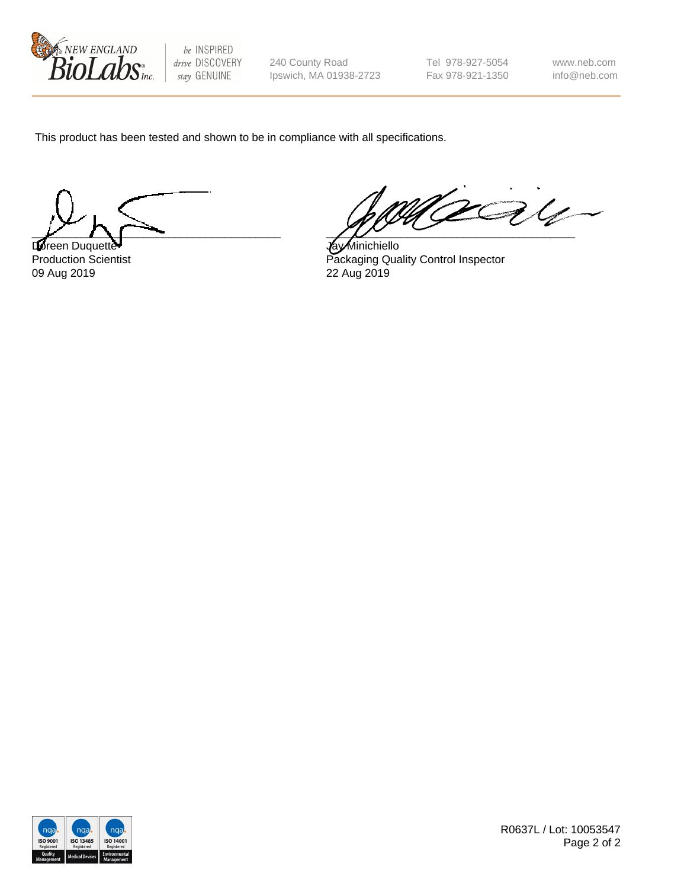This product has been tested and shown to be in compliance with all specifications.

Doreen Duquette
Production Scientist
09 Aug 2019

Jay Minichiello
Packaging Quality Control Inspector
22 Aug 2019

R0637L / Lot: 10053547